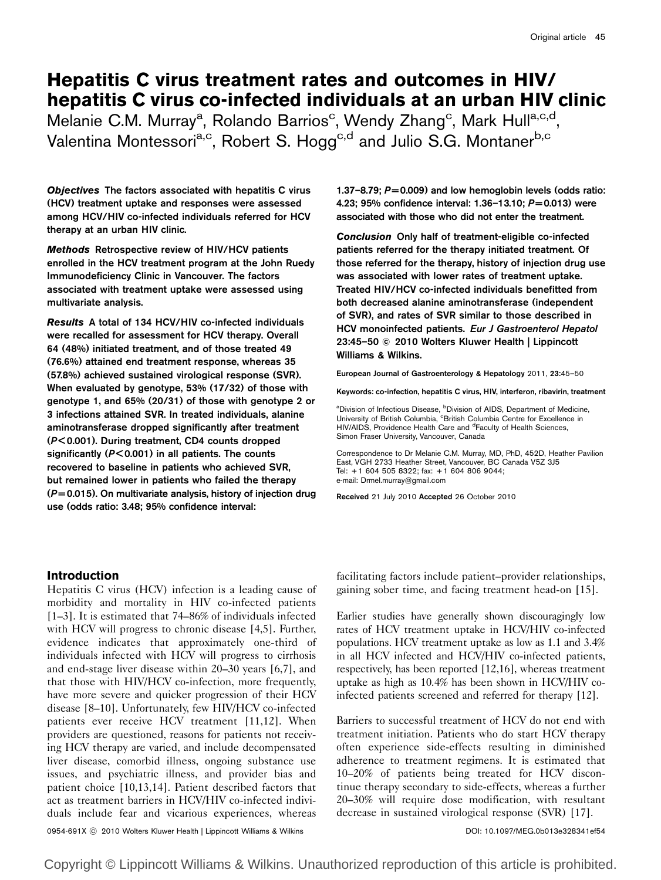# Hepatitis C virus treatment rates and outcomes in HIV/hepatitis C virus co-infected individuals at an urban HIV clinic

Melanie C.M. Murray[a], Rolando Barrios[c], Wendy Zhang[c], Mark Hull[a,c,d], Valentina Montessori[a,c], Robert S. Hogg[c,d] and Julio S.G. Montaner[b,c]

**_Objectives_ The factors associated with hepatitis C virus (HCV) treatment uptake and responses were assessed among HCV/HIV co-infected individuals referred for HCV therapy at an urban HIV clinic.**

**_Methods_ Retrospective review of HIV/HCV patients enrolled in the HCV treatment program at the John Ruedy Immunodeficiency Clinic in Vancouver. The factors associated with treatment uptake were assessed using multivariate analysis.**

**_Results_ A total of 134 HCV/HIV co-infected individuals were recalled for assessment for HCV therapy. Overall 64 (48%) initiated treatment, and of those treated 49 (76.6%) attained end treatment response, whereas 35 (57.8%) achieved sustained virological response (SVR). When evaluated by genotype, 53% (17/32) of those with genotype 1, and 65% (20/31) of those with genotype 2 or 3 infections attained SVR. In treated individuals, alanine aminotransferase dropped significantly after treatment ($P < 0.001$). During treatment, CD4 counts dropped significantly ($P < 0.001$) in all patients. The counts recovered to baseline in patients who achieved SVR, but remained lower in patients who failed the therapy ($P = 0.015$). On multivariate analysis, history of injection drug use (odds ratio: 3.48; 95% confidence interval: 1.37–8.79; $P = 0.009$) and low hemoglobin levels (odds ratio: 4.23; 95% confidence interval: 1.36–13.10; $P = 0.013$) were associated with those who did not enter the treatment.**

**_Conclusion_ Only half of treatment-eligible co-infected patients referred for the therapy initiated treatment. Of those referred for the therapy, history of injection drug use was associated with lower rates of treatment uptake. Treated HIV/HCV co-infected individuals benefitted from both decreased alanine aminotransferase (independent of SVR), and rates of SVR similar to those described in HCV monoinfected patients. _Eur J Gastroenterol Hepatol_ 23:45–50 © 2010 Wolters Kluwer Health | Lippincott Williams & Wilkins.**

European Journal of Gastroenterology & Hepatology 2011, 23:45–50

**Keywords:** co-infection, hepatitis C virus, HIV, interferon, ribavirin, treatment

[a]Division of Infectious Disease, [b]Division of AIDS, Department of Medicine, University of British Columbia, [c]British Columbia Centre for Excellence in HIV/AIDS, Providence Health Care and [d]Faculty of Health Sciences, Simon Fraser University, Vancouver, Canada

Correspondence to Dr Melanie C.M. Murray, MD, PhD, 452D, Heather Pavilion East, VGH 2733 Heather Street, Vancouver, BC Canada V5Z 3J5
Tel: +1 604 505 8322; fax: +1 604 806 9044;
e-mail: Drmel.murray@gmail.com

**Received** 21 July 2010 **Accepted** 26 October 2010

## Introduction

Hepatitis C virus (HCV) infection is a leading cause of morbidity and mortality in HIV co-infected patients [1–3]. It is estimated that 74–86% of individuals infected with HCV will progress to chronic disease [4,5]. Further, evidence indicates that approximately one-third of individuals infected with HCV will progress to cirrhosis and end-stage liver disease within 20–30 years [6,7], and that those with HIV/HCV co-infection, more frequently, have more severe and quicker progression of their HCV disease [8–10]. Unfortunately, few HIV/HCV co-infected patients ever receive HCV treatment [11,12]. When providers are questioned, reasons for patients not receiving HCV therapy are varied, and include decompensated liver disease, comorbid illness, ongoing substance use issues, and psychiatric illness, and provider bias and patient choice [10,13,14]. Patient described factors that act as treatment barriers in HCV/HIV co-infected individuals include fear and vicarious experiences, whereas facilitating factors include patient–provider relationships, gaining sober time, and facing treatment head-on [15].

Earlier studies have generally shown discouragingly low rates of HCV treatment uptake in HCV/HIV co-infected populations. HCV treatment uptake as low as 1.1 and 3.4% in all HCV infected and HCV/HIV co-infected patients, respectively, has been reported [12,16], whereas treatment uptake as high as 10.4% has been shown in HCV/HIV co-infected patients screened and referred for therapy [12].

Barriers to successful treatment of HCV do not end with treatment initiation. Patients who do start HCV therapy often experience side-effects resulting in diminished adherence to treatment regimens. It is estimated that 10–20% of patients being treated for HCV discontinue therapy secondary to side-effects, whereas a further 20–30% will require dose modification, with resultant decrease in sustained virological response (SVR) [17].

0954-691X © 2010 Wolters Kluwer Health | Lippincott Williams & Wilkins DOI: 10.1097/MEG.0b013e328341ef54

Copyright © Lippincott Williams & Wilkins. Unauthorized reproduction of this article is prohibited.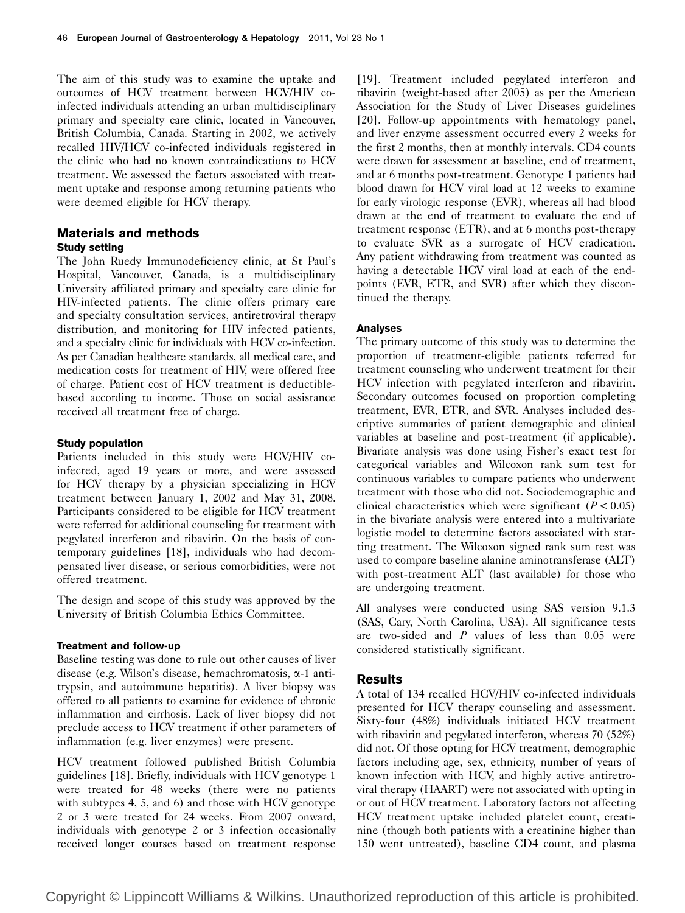The aim of this study was to examine the uptake and outcomes of HCV treatment between HCV/HIV co-infected individuals attending an urban multidisciplinary primary and specialty care clinic, located in Vancouver, British Columbia, Canada. Starting in 2002, we actively recalled HIV/HCV co-infected individuals registered in the clinic who had no known contraindications to HCV treatment. We assessed the factors associated with treatment uptake and response among returning patients who were deemed eligible for HCV therapy.

## Materials and methods

### Study setting

The John Ruedy Immunodeficiency clinic, at St Paul's Hospital, Vancouver, Canada, is a multidisciplinary University affiliated primary and specialty care clinic for HIV-infected patients. The clinic offers primary care and specialty consultation services, antiretroviral therapy distribution, and monitoring for HIV infected patients, and a specialty clinic for individuals with HCV co-infection. As per Canadian healthcare standards, all medical care, and medication costs for treatment of HIV, were offered free of charge. Patient cost of HCV treatment is deductible-based according to income. Those on social assistance received all treatment free of charge.

### Study population

Patients included in this study were HCV/HIV co-infected, aged 19 years or more, and were assessed for HCV therapy by a physician specializing in HCV treatment between January 1, 2002 and May 31, 2008. Participants considered to be eligible for HCV treatment were referred for additional counseling for treatment with pegylated interferon and ribavirin. On the basis of contemporary guidelines [18], individuals who had decompensated liver disease, or serious comorbidities, were not offered treatment.

The design and scope of this study was approved by the University of British Columbia Ethics Committee.

### Treatment and follow-up

Baseline testing was done to rule out other causes of liver disease (e.g. Wilson's disease, hemachromatosis, α-1 antitrypsin, and autoimmune hepatitis). A liver biopsy was offered to all patients to examine for evidence of chronic inflammation and cirrhosis. Lack of liver biopsy did not preclude access to HCV treatment if other parameters of inflammation (e.g. liver enzymes) were present.

HCV treatment followed published British Columbia guidelines [18]. Briefly, individuals with HCV genotype 1 were treated for 48 weeks (there were no patients with subtypes 4, 5, and 6) and those with HCV genotype 2 or 3 were treated for 24 weeks. From 2007 onward, individuals with genotype 2 or 3 infection occasionally received longer courses based on treatment response [19]. Treatment included pegylated interferon and ribavirin (weight-based after 2005) as per the American Association for the Study of Liver Diseases guidelines [20]. Follow-up appointments with hematology panel, and liver enzyme assessment occurred every 2 weeks for the first 2 months, then at monthly intervals. CD4 counts were drawn for assessment at baseline, end of treatment, and at 6 months post-treatment. Genotype 1 patients had blood drawn for HCV viral load at 12 weeks to examine for early virologic response (EVR), whereas all had blood drawn at the end of treatment to evaluate the end of treatment response (ETR), and at 6 months post-therapy to evaluate SVR as a surrogate of HCV eradication. Any patient withdrawing from treatment was counted as having a detectable HCV viral load at each of the endpoints (EVR, ETR, and SVR) after which they discontinued the therapy.

### Analyses

The primary outcome of this study was to determine the proportion of treatment-eligible patients referred for treatment counseling who underwent treatment for their HCV infection with pegylated interferon and ribavirin. Secondary outcomes focused on proportion completing treatment, EVR, ETR, and SVR. Analyses included descriptive summaries of patient demographic and clinical variables at baseline and post-treatment (if applicable). Bivariate analysis was done using Fisher's exact test for categorical variables and Wilcoxon rank sum test for continuous variables to compare patients who underwent treatment with those who did not. Sociodemographic and clinical characteristics which were significant ($P < 0.05$) in the bivariate analysis were entered into a multivariate logistic model to determine factors associated with starting treatment. The Wilcoxon signed rank sum test was used to compare baseline alanine aminotransferase (ALT) with post-treatment ALT (last available) for those who are undergoing treatment.

All analyses were conducted using SAS version 9.1.3 (SAS, Cary, North Carolina, USA). All significance tests are two-sided and $P$ values of less than 0.05 were considered statistically significant.

## Results

A total of 134 recalled HCV/HIV co-infected individuals presented for HCV therapy counseling and assessment. Sixty-four (48%) individuals initiated HCV treatment with ribavirin and pegylated interferon, whereas 70 (52%) did not. Of those opting for HCV treatment, demographic factors including age, sex, ethnicity, number of years of known infection with HCV, and highly active antiretroviral therapy (HAART) were not associated with opting in or out of HCV treatment. Laboratory factors not affecting HCV treatment uptake included platelet count, creatinine (though both patients with a creatinine higher than 150 went untreated), baseline CD4 count, and plasma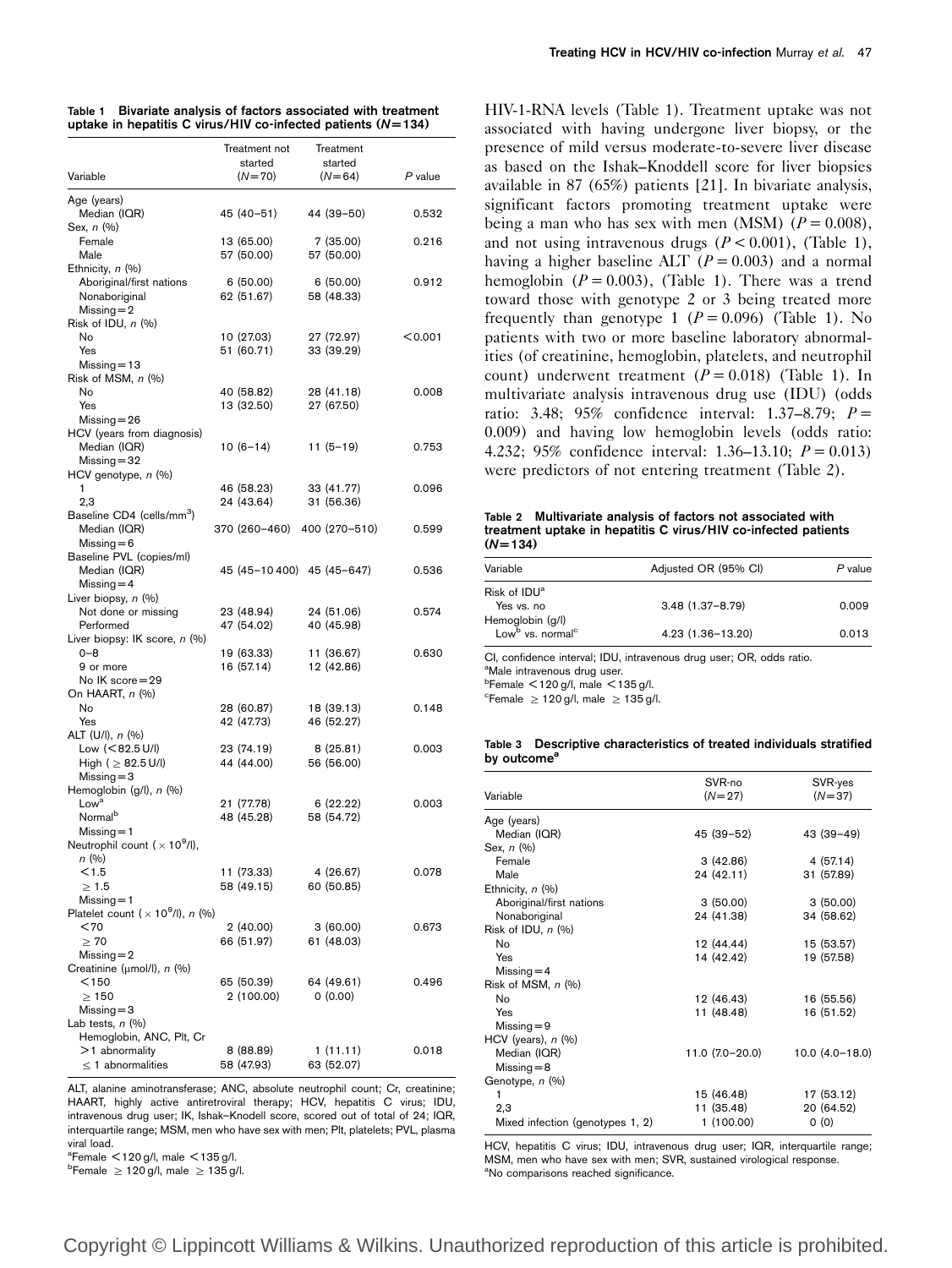**Table 1 Bivariate analysis of factors associated with treatment uptake in hepatitis C virus/HIV co-infected patients (*N* = 134)**

| Variable | Treatment not started (*N* = 70) | Treatment started (*N* = 64) | *P* value |
|---|---|---|---|
| Age (years) | | | |
| Median (IQR) | 45 (40–51) | 44 (39–50) | 0.532 |
| Sex, *n* (%) | | | |
| Female | 13 (65.00) | 7 (35.00) | 0.216 |
| Male | 57 (50.00) | 57 (50.00) | |
| Ethnicity, *n* (%) | | | |
| Aboriginal/first nations | 6 (50.00) | 6 (50.00) | 0.912 |
| Nonaboriginal | 62 (51.67) | 58 (48.33) | |
| Missing = 2 | | | |
| Risk of IDU, *n* (%) | | | |
| No | 10 (27.03) | 27 (72.97) | <0.001 |
| Yes | 51 (60.71) | 33 (39.29) | |
| Missing = 13 | | | |
| Risk of MSM, *n* (%) | | | |
| No | 40 (58.82) | 28 (41.18) | 0.008 |
| Yes | 13 (32.50) | 27 (67.50) | |
| Missing = 26 | | | |
| HCV (years from diagnosis) | | | |
| Median (IQR) | 10 (6–14) | 11 (5–19) | 0.753 |
| Missing = 32 | | | |
| HCV genotype, *n* (%) | | | |
| 1 | 46 (58.23) | 33 (41.77) | 0.096 |
| 2,3 | 24 (43.64) | 31 (56.36) | |
| Baseline CD4 (cells/mm$^3$) | | | |
| Median (IQR) | 370 (260–460) | 400 (270–510) | 0.599 |
| Missing = 6 | | | |
| Baseline PVL (copies/ml) | | | |
| Median (IQR) | 45 (45–10 400) | 45 (45–647) | 0.536 |
| Missing = 4 | | | |
| Liver biopsy, *n* (%) | | | |
| Not done or missing | 23 (48.94) | 24 (51.06) | 0.574 |
| Performed | 47 (54.02) | 40 (45.98) | |
| Liver biopsy: IK score, *n* (%) | | | |
| 0–8 | 19 (63.33) | 11 (36.67) | 0.630 |
| 9 or more | 16 (57.14) | 12 (42.86) | |
| No IK score = 29 | | | |
| On HAART, *n* (%) | | | |
| No | 28 (60.87) | 18 (39.13) | 0.148 |
| Yes | 42 (47.73) | 46 (52.27) | |
| ALT (U/l), *n* (%) | | | |
| Low (<82.5 U/l) | 23 (74.19) | 8 (25.81) | 0.003 |
| High (≥82.5 U/l) | 44 (44.00) | 56 (56.00) | |
| Missing = 3 | | | |
| Hemoglobin (g/l), *n* (%) | | | |
| Low[a] | 21 (77.78) | 6 (22.22) | 0.003 |
| Normal[b] | 48 (45.28) | 58 (54.72) | |
| Missing = 1 | | | |
| Neutrophil count ($\times 10^9$/l), *n* (%) | | | |
| <1.5 | 11 (73.33) | 4 (26.67) | 0.078 |
| ≥1.5 | 58 (49.15) | 60 (50.85) | |
| Missing = 1 | | | |
| Platelet count ($\times 10^9$/l), *n* (%) | | | |
| <70 | 2 (40.00) | 3 (60.00) | 0.673 |
| ≥70 | 66 (51.97) | 61 (48.03) | |
| Missing = 2 | | | |
| Creatinine (μmol/l), *n* (%) | | | |
| <150 | 65 (50.39) | 64 (49.61) | 0.496 |
| ≥150 | 2 (100.00) | 0 (0.00) | |
| Missing = 3 | | | |
| Lab tests, *n* (%) | | | |
| Hemoglobin, ANC, Plt, Cr | | | |
| >1 abnormality | 8 (88.89) | 1 (11.11) | 0.018 |
| ≤1 abnormalities | 58 (47.93) | 63 (52.07) | |

ALT, alanine aminotransferase; ANC, absolute neutrophil count; Cr, creatinine; HAART, highly active antiretroviral therapy; HCV, hepatitis C virus; IDU, intravenous drug user; IK, Ishak–Knodell score, scored out of total of 24; IQR, interquartile range; MSM, men who have sex with men; Plt, platelets; PVL, plasma viral load.
[a]Female <120 g/l, male <135 g/l.
[b]Female ≥120 g/l, male ≥135 g/l.

HIV-1-RNA levels (Table 1). Treatment uptake was not associated with having undergone liver biopsy, or the presence of mild versus moderate-to-severe liver disease as based on the Ishak–Knoddell score for liver biopsies available in 87 (65%) patients [21]. In bivariate analysis, significant factors promoting treatment uptake were being a man who has sex with men (MSM) ($P = 0.008$), and not using intravenous drugs ($P < 0.001$), (Table 1), having a higher baseline ALT ($P = 0.003$) and a normal hemoglobin ($P = 0.003$), (Table 1). There was a trend toward those with genotype 2 or 3 being treated more frequently than genotype 1 ($P = 0.096$) (Table 1). No patients with two or more baseline laboratory abnormalities (of creatinine, hemoglobin, platelets, and neutrophil count) underwent treatment ($P = 0.018$) (Table 1). In multivariate analysis intravenous drug use (IDU) (odds ratio: 3.48; 95% confidence interval: 1.37–8.79; $P = 0.009$) and having low hemoglobin levels (odds ratio: 4.232; 95% confidence interval: 1.36–13.10; $P = 0.013$) were predictors of not entering treatment (Table 2).

**Table 2 Multivariate analysis of factors not associated with treatment uptake in hepatitis C virus/HIV co-infected patients (*N* = 134)**

| Variable | Adjusted OR (95% CI) | *P* value |
|---|---|---|
| Risk of IDU[a] | | |
| Yes vs. no | 3.48 (1.37–8.79) | 0.009 |
| Hemoglobin (g/l) | | |
| Low[b] vs. normal[c] | 4.23 (1.36–13.20) | 0.013 |

CI, confidence interval; IDU, intravenous drug user; OR, odds ratio.
[a]Male intravenous drug user.
[b]Female <120 g/l, male <135 g/l.
[c]Female ≥120 g/l, male ≥135 g/l.

**Table 3 Descriptive characteristics of treated individuals stratified by outcome[a]**

| Variable | SVR-no (*N* = 27) | SVR-yes (*N* = 37) |
|---|---|---|
| Age (years) | | |
| Median (IQR) | 45 (39–52) | 43 (39–49) |
| Sex, *n* (%) | | |
| Female | 3 (42.86) | 4 (57.14) |
| Male | 24 (42.11) | 31 (57.89) |
| Ethnicity, *n* (%) | | |
| Aboriginal/first nations | 3 (50.00) | 3 (50.00) |
| Nonaboriginal | 24 (41.38) | 34 (58.62) |
| Risk of IDU, *n* (%) | | |
| No | 12 (44.44) | 15 (53.57) |
| Yes | 14 (42.42) | 19 (57.58) |
| Missing = 4 | | |
| Risk of MSM, *n* (%) | | |
| No | 12 (46.43) | 16 (55.56) |
| Yes | 11 (48.48) | 16 (51.52) |
| Missing = 9 | | |
| HCV (years), *n* (%) | | |
| Median (IQR) | 11.0 (7.0–20.0) | 10.0 (4.0–18.0) |
| Missing = 8 | | |
| Genotype, *n* (%) | | |
| 1 | 15 (46.48) | 17 (53.12) |
| 2,3 | 11 (35.48) | 20 (64.52) |
| Mixed infection (genotypes 1, 2) | 1 (100.00) | 0 (0) |

HCV, hepatitis C virus; IDU, intravenous drug user; IQR, interquartile range; MSM, men who have sex with men; SVR, sustained virological response.
[a]No comparisons reached significance.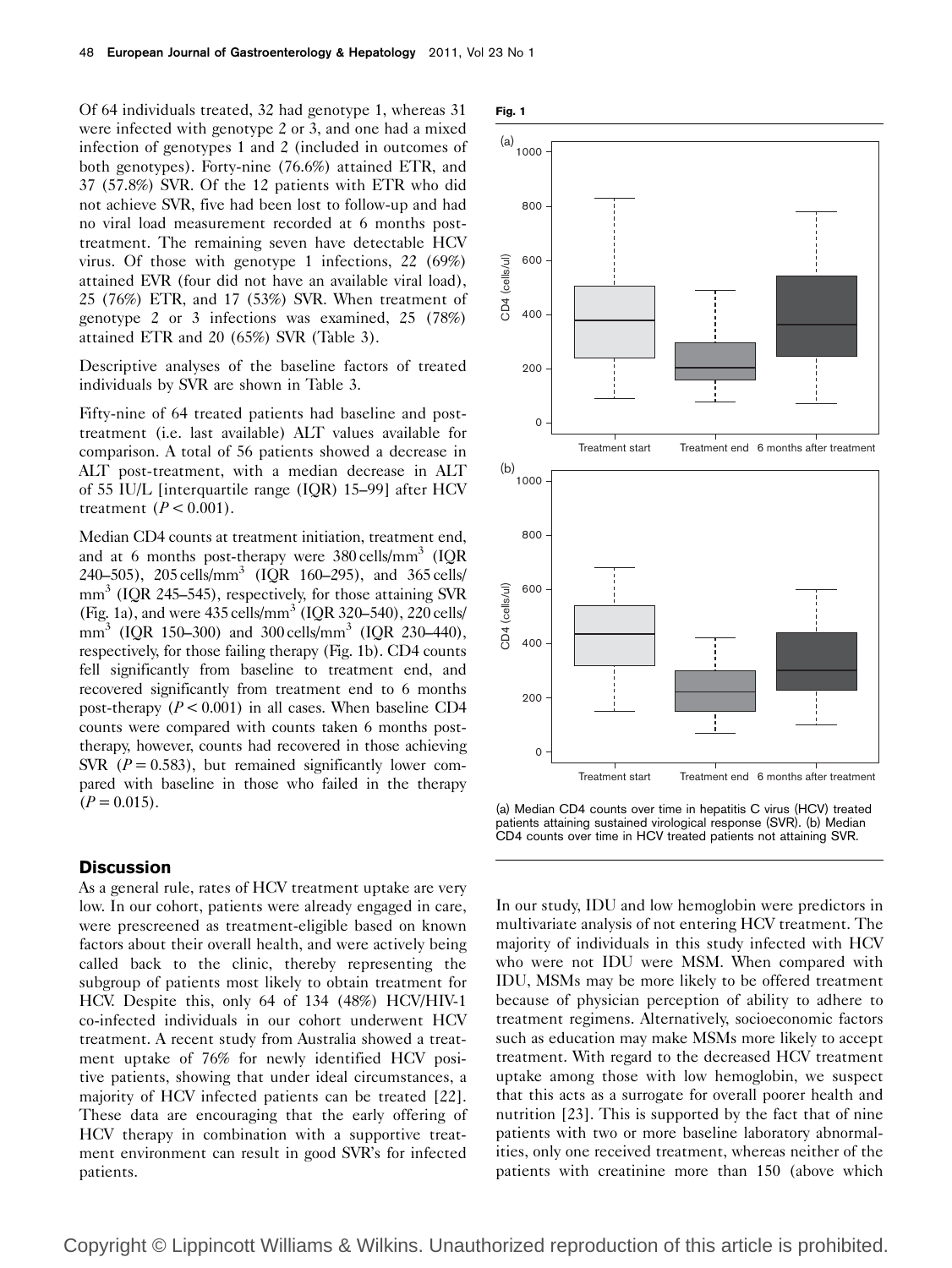Of 64 individuals treated, 32 had genotype 1, whereas 31 were infected with genotype 2 or 3, and one had a mixed infection of genotypes 1 and 2 (included in outcomes of both genotypes). Forty-nine (76.6%) attained ETR, and 37 (57.8%) SVR. Of the 12 patients with ETR who did not achieve SVR, five had been lost to follow-up and had no viral load measurement recorded at 6 months post-treatment. The remaining seven have detectable HCV virus. Of those with genotype 1 infections, 22 (69%) attained EVR (four did not have an available viral load), 25 (76%) ETR, and 17 (53%) SVR. When treatment of genotype 2 or 3 infections was examined, 25 (78%) attained ETR and 20 (65%) SVR (Table 3).

Descriptive analyses of the baseline factors of treated individuals by SVR are shown in Table 3.

Fifty-nine of 64 treated patients had baseline and post-treatment (i.e. last available) ALT values available for comparison. A total of 56 patients showed a decrease in ALT post-treatment, with a median decrease in ALT of 55 IU/L [interquartile range (IQR) 15–99] after HCV treatment ($P < 0.001$).

Median CD4 counts at treatment initiation, treatment end, and at 6 months post-therapy were 380 cells/mm$^3$ (IQR 240–505), 205 cells/mm$^3$ (IQR 160–295), and 365 cells/mm$^3$ (IQR 245–545), respectively, for those attaining SVR (Fig. 1a), and were 435 cells/mm$^3$ (IQR 320–540), 220 cells/mm$^3$ (IQR 150–300) and 300 cells/mm$^3$ (IQR 230–440), respectively, for those failing therapy (Fig. 1b). CD4 counts fell significantly from baseline to treatment end, and recovered significantly from treatment end to 6 months post-therapy ($P < 0.001$) in all cases. When baseline CD4 counts were compared with counts taken 6 months post-therapy, however, counts had recovered in those achieving SVR ($P = 0.583$), but remained significantly lower compared with baseline in those who failed in the therapy ($P = 0.015$).

**Fig. 1**

(a) Median CD4 counts over time in hepatitis C virus (HCV) treated patients attaining sustained virological response (SVR). (b) Median CD4 counts over time in HCV treated patients not attaining SVR.

## Discussion

As a general rule, rates of HCV treatment uptake are very low. In our cohort, patients were already engaged in care, were prescreened as treatment-eligible based on known factors about their overall health, and were actively being called back to the clinic, thereby representing the subgroup of patients most likely to obtain treatment for HCV. Despite this, only 64 of 134 (48%) HCV/HIV-1 co-infected individuals in our cohort underwent HCV treatment. A recent study from Australia showed a treatment uptake of 76% for newly identified HCV positive patients, showing that under ideal circumstances, a majority of HCV infected patients can be treated [22]. These data are encouraging that the early offering of HCV therapy in combination with a supportive treatment environment can result in good SVR's for infected patients.

In our study, IDU and low hemoglobin were predictors in multivariate analysis of not entering HCV treatment. The majority of individuals in this study infected with HCV who were not IDU were MSM. When compared with IDU, MSMs may be more likely to be offered treatment because of physician perception of ability to adhere to treatment regimens. Alternatively, socioeconomic factors such as education may make MSMs more likely to accept treatment. With regard to the decreased HCV treatment uptake among those with low hemoglobin, we suspect that this acts as a surrogate for overall poorer health and nutrition [23]. This is supported by the fact that of nine patients with two or more baseline laboratory abnormalities, only one received treatment, whereas neither of the patients with creatinine more than 150 (above which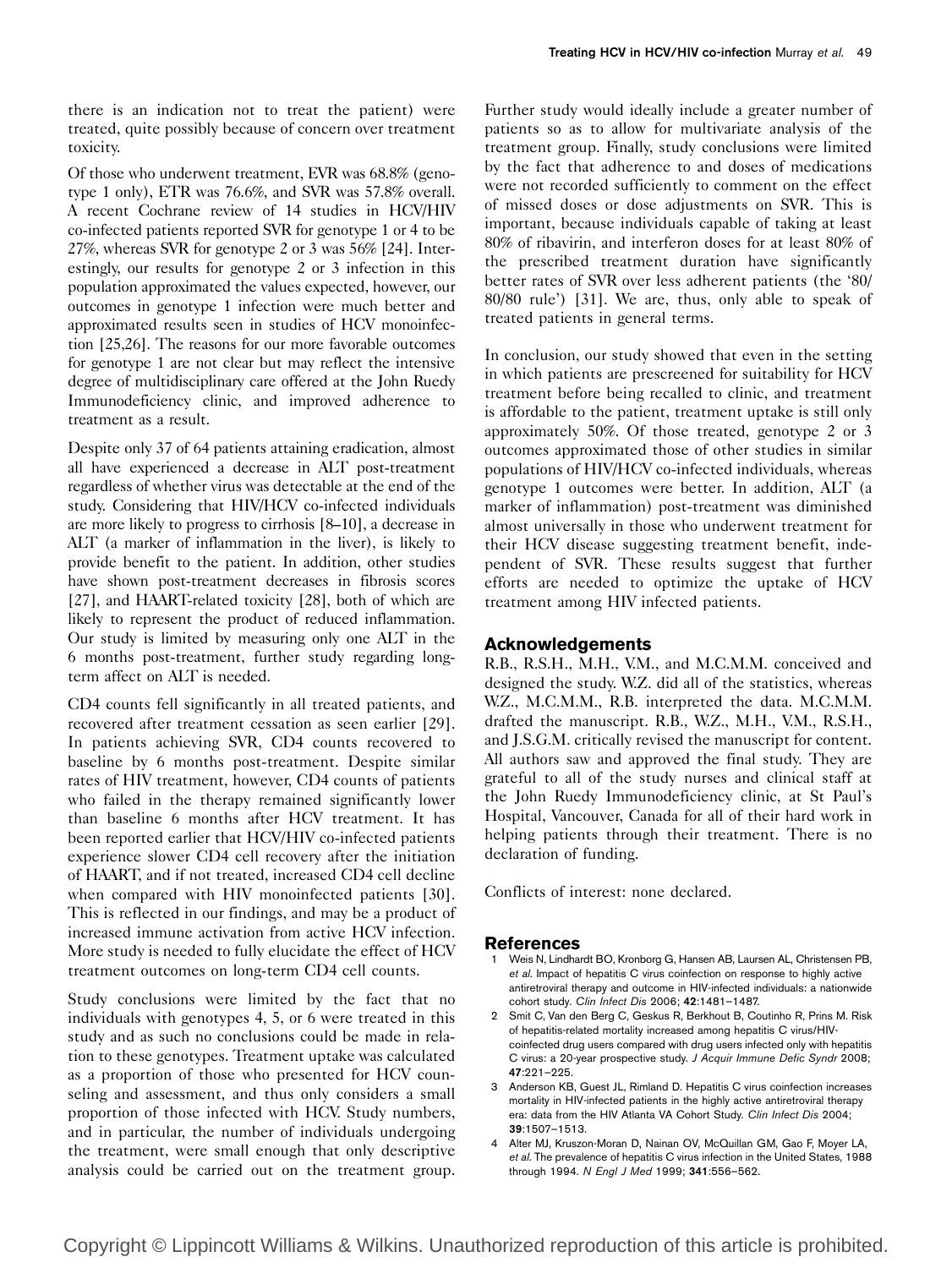there is an indication not to treat the patient) were treated, quite possibly because of concern over treatment toxicity.

Of those who underwent treatment, EVR was 68.8% (genotype 1 only), ETR was 76.6%, and SVR was 57.8% overall. A recent Cochrane review of 14 studies in HCV/HIV co-infected patients reported SVR for genotype 1 or 4 to be 27%, whereas SVR for genotype 2 or 3 was 56% [24]. Interestingly, our results for genotype 2 or 3 infection in this population approximated the values expected, however, our outcomes in genotype 1 infection were much better and approximated results seen in studies of HCV monoinfection [25,26]. The reasons for our more favorable outcomes for genotype 1 are not clear but may reflect the intensive degree of multidisciplinary care offered at the John Ruedy Immunodeficiency clinic, and improved adherence to treatment as a result.

Despite only 37 of 64 patients attaining eradication, almost all have experienced a decrease in ALT post-treatment regardless of whether virus was detectable at the end of the study. Considering that HIV/HCV co-infected individuals are more likely to progress to cirrhosis [8–10], a decrease in ALT (a marker of inflammation in the liver), is likely to provide benefit to the patient. In addition, other studies have shown post-treatment decreases in fibrosis scores [27], and HAART-related toxicity [28], both of which are likely to represent the product of reduced inflammation. Our study is limited by measuring only one ALT in the 6 months post-treatment, further study regarding long-term affect on ALT is needed.

CD4 counts fell significantly in all treated patients, and recovered after treatment cessation as seen earlier [29]. In patients achieving SVR, CD4 counts recovered to baseline by 6 months post-treatment. Despite similar rates of HIV treatment, however, CD4 counts of patients who failed in the therapy remained significantly lower than baseline 6 months after HCV treatment. It has been reported earlier that HCV/HIV co-infected patients experience slower CD4 cell recovery after the initiation of HAART, and if not treated, increased CD4 cell decline when compared with HIV monoinfected patients [30]. This is reflected in our findings, and may be a product of increased immune activation from active HCV infection. More study is needed to fully elucidate the effect of HCV treatment outcomes on long-term CD4 cell counts.

Study conclusions were limited by the fact that no individuals with genotypes 4, 5, or 6 were treated in this study and as such no conclusions could be made in relation to these genotypes. Treatment uptake was calculated as a proportion of those who presented for HCV counseling and assessment, and thus only considers a small proportion of those infected with HCV. Study numbers, and in particular, the number of individuals undergoing the treatment, were small enough that only descriptive analysis could be carried out on the treatment group. Further study would ideally include a greater number of patients so as to allow for multivariate analysis of the treatment group. Finally, study conclusions were limited by the fact that adherence to and doses of medications were not recorded sufficiently to comment on the effect of missed doses or dose adjustments on SVR. This is important, because individuals capable of taking at least 80% of ribavirin, and interferon doses for at least 80% of the prescribed treatment duration have significantly better rates of SVR over less adherent patients (the '80/80/80 rule') [31]. We are, thus, only able to speak of treated patients in general terms.

In conclusion, our study showed that even in the setting in which patients are prescreened for suitability for HCV treatment before being recalled to clinic, and treatment is affordable to the patient, treatment uptake is still only approximately 50%. Of those treated, genotype 2 or 3 outcomes approximated those of other studies in similar populations of HIV/HCV co-infected individuals, whereas genotype 1 outcomes were better. In addition, ALT (a marker of inflammation) post-treatment was diminished almost universally in those who underwent treatment for their HCV disease suggesting treatment benefit, independent of SVR. These results suggest that further efforts are needed to optimize the uptake of HCV treatment among HIV infected patients.

## Acknowledgements

R.B., R.S.H., M.H., V.M., and M.C.M.M. conceived and designed the study. W.Z. did all of the statistics, whereas W.Z., M.C.M.M., R.B. interpreted the data. M.C.M.M. drafted the manuscript. R.B., W.Z., M.H., V.M., R.S.H., and J.S.G.M. critically revised the manuscript for content. All authors saw and approved the final study. They are grateful to all of the study nurses and clinical staff at the John Ruedy Immunodeficiency clinic, at St Paul's Hospital, Vancouver, Canada for all of their hard work in helping patients through their treatment. There is no declaration of funding.

Conflicts of interest: none declared.

## References

1. Weis N, Lindhardt BO, Kronborg G, Hansen AB, Laursen AL, Christensen PB, *et al.* Impact of hepatitis C virus coinfection on response to highly active antiretroviral therapy and outcome in HIV-infected individuals: a nationwide cohort study. *Clin Infect Dis* 2006; **42**:1481–1487.
2. Smit C, Van den Berg C, Geskus R, Berkhout B, Coutinho R, Prins M. Risk of hepatitis-related mortality increased among hepatitis C virus/HIV-coinfected drug users compared with drug users infected only with hepatitis C virus: a 20-year prospective study. *J Acquir Immune Defic Syndr* 2008; **47**:221–225.
3. Anderson KB, Guest JL, Rimland D. Hepatitis C virus coinfection increases mortality in HIV-infected patients in the highly active antiretroviral therapy era: data from the HIV Atlanta VA Cohort Study. *Clin Infect Dis* 2004; **39**:1507–1513.
4. Alter MJ, Kruszon-Moran D, Nainan OV, McQuillan GM, Gao F, Moyer LA, *et al.* The prevalence of hepatitis C virus infection in the United States, 1988 through 1994. *N Engl J Med* 1999; **341**:556–562.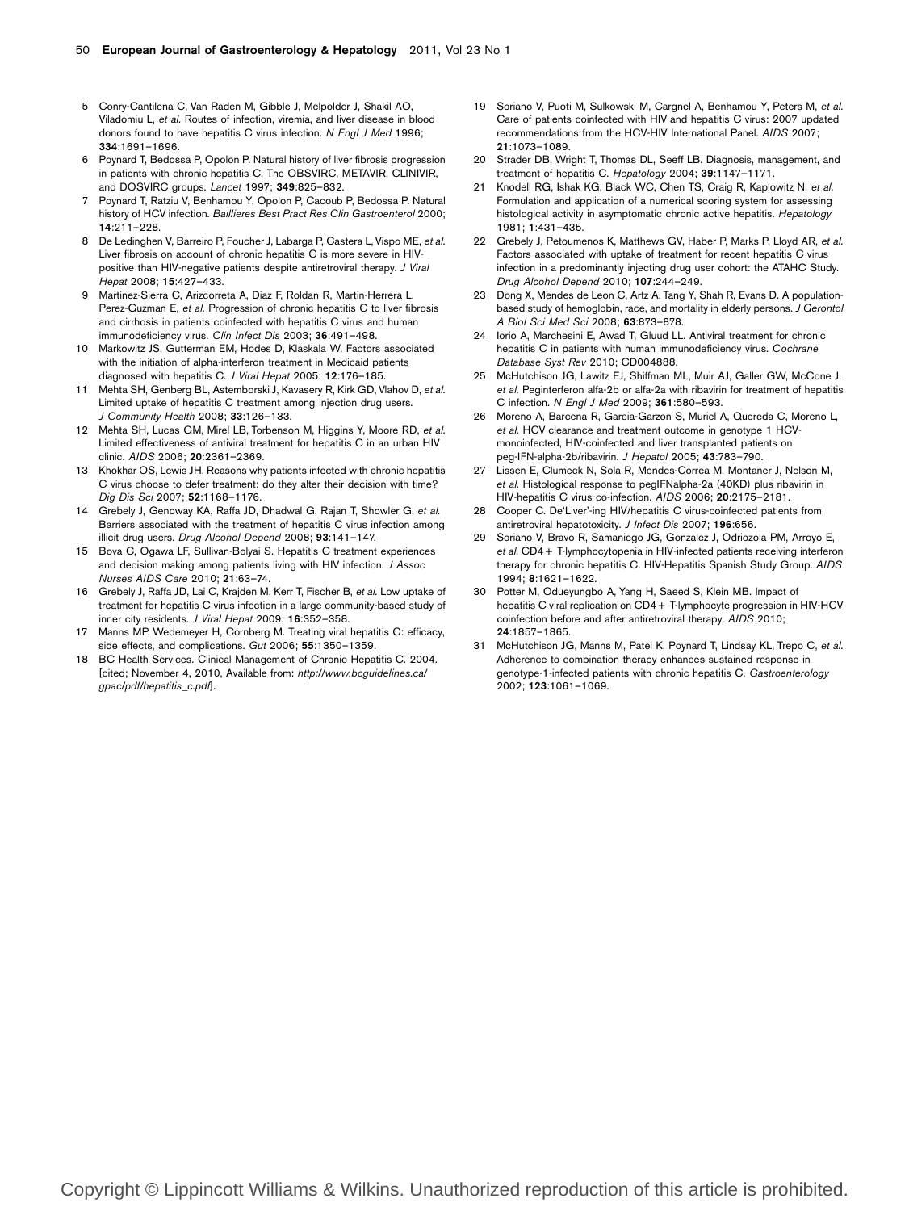5 Conry-Cantilena C, Van Raden M, Gibble J, Melpolder J, Shakil AO, Viladomiu L, *et al.* Routes of infection, viremia, and liver disease in blood donors found to have hepatitis C virus infection. *N Engl J Med* 1996; **334**:1691–1696.

6 Poynard T, Bedossa P, Opolon P. Natural history of liver fibrosis progression in patients with chronic hepatitis C. The OBSVIRC, METAVIR, CLINIVIR, and DOSVIRC groups. *Lancet* 1997; **349**:825–832.

7 Poynard T, Ratziu V, Benhamou Y, Opolon P, Cacoub P, Bedossa P. Natural history of HCV infection. *Baillieres Best Pract Res Clin Gastroenterol* 2000; **14**:211–228.

8 De Ledinghen V, Barreiro P, Foucher J, Labarga P, Castera L, Vispo ME, *et al.* Liver fibrosis on account of chronic hepatitis C is more severe in HIV-positive than HIV-negative patients despite antiretroviral therapy. *J Viral Hepat* 2008; **15**:427–433.

9 Martinez-Sierra C, Arizcorreta A, Diaz F, Roldan R, Martin-Herrera L, Perez-Guzman E, *et al.* Progression of chronic hepatitis C to liver fibrosis and cirrhosis in patients coinfected with hepatitis C virus and human immunodeficiency virus. *Clin Infect Dis* 2003; **36**:491–498.

10 Markowitz JS, Gutterman EM, Hodes D, Klaskala W. Factors associated with the initiation of alpha-interferon treatment in Medicaid patients diagnosed with hepatitis C. *J Viral Hepat* 2005; **12**:176–185.

11 Mehta SH, Genberg BL, Astemborski J, Kavasery R, Kirk GD, Vlahov D, *et al.* Limited uptake of hepatitis C treatment among injection drug users. *J Community Health* 2008; **33**:126–133.

12 Mehta SH, Lucas GM, Mirel LB, Torbenson M, Higgins Y, Moore RD, *et al.* Limited effectiveness of antiviral treatment for hepatitis C in an urban HIV clinic. *AIDS* 2006; **20**:2361–2369.

13 Khokhar OS, Lewis JH. Reasons why patients infected with chronic hepatitis C virus choose to defer treatment: do they alter their decision with time? *Dig Dis Sci* 2007; **52**:1168–1176.

14 Grebely J, Genoway KA, Raffa JD, Dhadwal G, Rajan T, Showler G, *et al.* Barriers associated with the treatment of hepatitis C virus infection among illicit drug users. *Drug Alcohol Depend* 2008; **93**:141–147.

15 Bova C, Ogawa LF, Sullivan-Bolyai S. Hepatitis C treatment experiences and decision making among patients living with HIV infection. *J Assoc Nurses AIDS Care* 2010; **21**:63–74.

16 Grebely J, Raffa JD, Lai C, Krajden M, Kerr T, Fischer B, *et al.* Low uptake of treatment for hepatitis C virus infection in a large community-based study of inner city residents. *J Viral Hepat* 2009; **16**:352–358.

17 Manns MP, Wedemeyer H, Cornberg M. Treating viral hepatitis C: efficacy, side effects, and complications. *Gut* 2006; **55**:1350–1359.

18 BC Health Services. Clinical Management of Chronic Hepatitis C. 2004. [cited; November 4, 2010, Available from: *http://www.bcguidelines.ca/gpac/pdf/hepatitis_c.pdf*].

19 Soriano V, Puoti M, Sulkowski M, Cargnel A, Benhamou Y, Peters M, *et al.* Care of patients coinfected with HIV and hepatitis C virus: 2007 updated recommendations from the HCV-HIV International Panel. *AIDS* 2007; **21**:1073–1089.

20 Strader DB, Wright T, Thomas DL, Seeff LB. Diagnosis, management, and treatment of hepatitis C. *Hepatology* 2004; **39**:1147–1171.

21 Knodell RG, Ishak KG, Black WC, Chen TS, Craig R, Kaplowitz N, *et al.* Formulation and application of a numerical scoring system for assessing histological activity in asymptomatic chronic active hepatitis. *Hepatology* 1981; **1**:431–435.

22 Grebely J, Petoumenos K, Matthews GV, Haber P, Marks P, Lloyd AR, *et al.* Factors associated with uptake of treatment for recent hepatitis C virus infection in a predominantly injecting drug user cohort: the ATAHC Study. *Drug Alcohol Depend* 2010; **107**:244–249.

23 Dong X, Mendes de Leon C, Artz A, Tang Y, Shah R, Evans D. A population-based study of hemoglobin, race, and mortality in elderly persons. *J Gerontol A Biol Sci Med Sci* 2008; **63**:873–878.

24 Iorio A, Marchesini E, Awad T, Gluud LL. Antiviral treatment for chronic hepatitis C in patients with human immunodeficiency virus. *Cochrane Database Syst Rev* 2010; CD004888.

25 McHutchison JG, Lawitz EJ, Shiffman ML, Muir AJ, Galler GW, McCone J, *et al.* Peginterferon alfa-2b or alfa-2a with ribavirin for treatment of hepatitis C infection. *N Engl J Med* 2009; **361**:580–593.

26 Moreno A, Barcena R, Garcia-Garzon S, Muriel A, Quereda C, Moreno L, *et al.* HCV clearance and treatment outcome in genotype 1 HCV-monoinfected, HIV-coinfected and liver transplanted patients on peg-IFN-alpha-2b/ribavirin. *J Hepatol* 2005; **43**:783–790.

27 Lissen E, Clumeck N, Sola R, Mendes-Correa M, Montaner J, Nelson M, *et al.* Histological response to pegIFNalpha-2a (40KD) plus ribavirin in HIV-hepatitis C virus co-infection. *AIDS* 2006; **20**:2175–2181.

28 Cooper C. De'Liver'-ing HIV/hepatitis C virus-coinfected patients from antiretroviral hepatotoxicity. *J Infect Dis* 2007; **196**:656.

29 Soriano V, Bravo R, Samaniego JG, Gonzalez J, Odriozola PM, Arroyo E, *et al.* CD4+ T-lymphocytopenia in HIV-infected patients receiving interferon therapy for chronic hepatitis C. HIV-Hepatitis Spanish Study Group. *AIDS* 1994; **8**:1621–1622.

30 Potter M, Odueyungbo A, Yang H, Saeed S, Klein MB. Impact of hepatitis C viral replication on CD4+ T-lymphocyte progression in HIV-HCV coinfection before and after antiretroviral therapy. *AIDS* 2010; **24**:1857–1865.

31 McHutchison JG, Manns M, Patel K, Poynard T, Lindsay KL, Trepo C, *et al.* Adherence to combination therapy enhances sustained response in genotype-1-infected patients with chronic hepatitis C. *Gastroenterology* 2002; **123**:1061–1069.